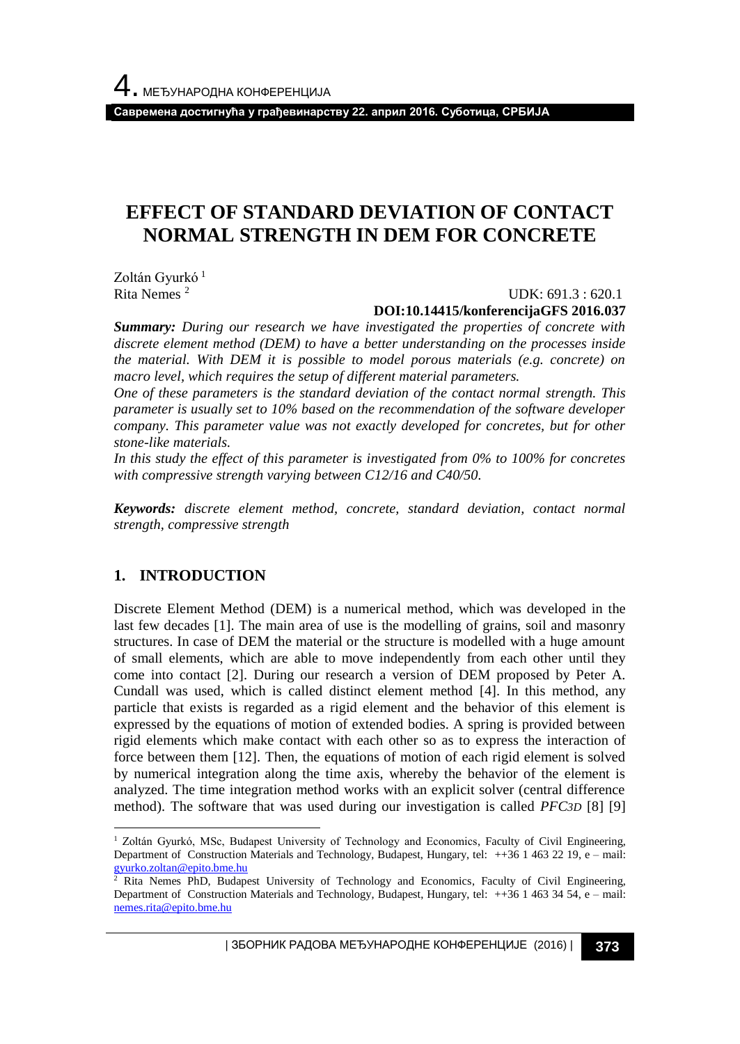# EFFECT OF STANDARD DEVIATION OF CONTACT NORMAL STRENGTH IN DEM FOR CONCRETE

Zoltán Gyurkó [1]
Rita Nemes [2]

UDK: 691.3 : 620.1
**DOI:10.14415/konferencijaGFS 2016.037**

***Summary:*** *During our research we have investigated the properties of concrete with discrete element method (DEM) to have a better understanding on the processes inside the material. With DEM it is possible to model porous materials (e.g. concrete) on macro level, which requires the setup of different material parameters.*

*One of these parameters is the standard deviation of the contact normal strength. This parameter is usually set to 10% based on the recommendation of the software developer company. This parameter value was not exactly developed for concretes, but for other stone-like materials.*

*In this study the effect of this parameter is investigated from 0% to 100% for concretes with compressive strength varying between C12/16 and C40/50.*

***Keywords:*** *discrete element method, concrete, standard deviation, contact normal strength, compressive strength*

## 1. INTRODUCTION

Discrete Element Method (DEM) is a numerical method, which was developed in the last few decades [1]. The main area of use is the modelling of grains, soil and masonry structures. In case of DEM the material or the structure is modelled with a huge amount of small elements, which are able to move independently from each other until they come into contact [2]. During our research a version of DEM proposed by Peter A. Cundall was used, which is called distinct element method [4]. In this method, any particle that exists is regarded as a rigid element and the behavior of this element is expressed by the equations of motion of extended bodies. A spring is provided between rigid elements which make contact with each other so as to express the interaction of force between them [12]. Then, the equations of motion of each rigid element is solved by numerical integration along the time axis, whereby the behavior of the element is analyzed. The time integration method works with an explicit solver (central difference method). The software that was used during our investigation is called *PFC3D* [8] [9]

---

[1] Zoltán Gyurkó, MSc, Budapest University of Technology and Economics, Faculty of Civil Engineering, Department of Construction Materials and Technology, Budapest, Hungary, tel: ++36 1 463 22 19, e – mail: gyurko.zoltan@epito.bme.hu

[2] Rita Nemes PhD, Budapest University of Technology and Economics, Faculty of Civil Engineering, Department of Construction Materials and Technology, Budapest, Hungary, tel: ++36 1 463 34 54, e – mail: nemes.rita@epito.bme.hu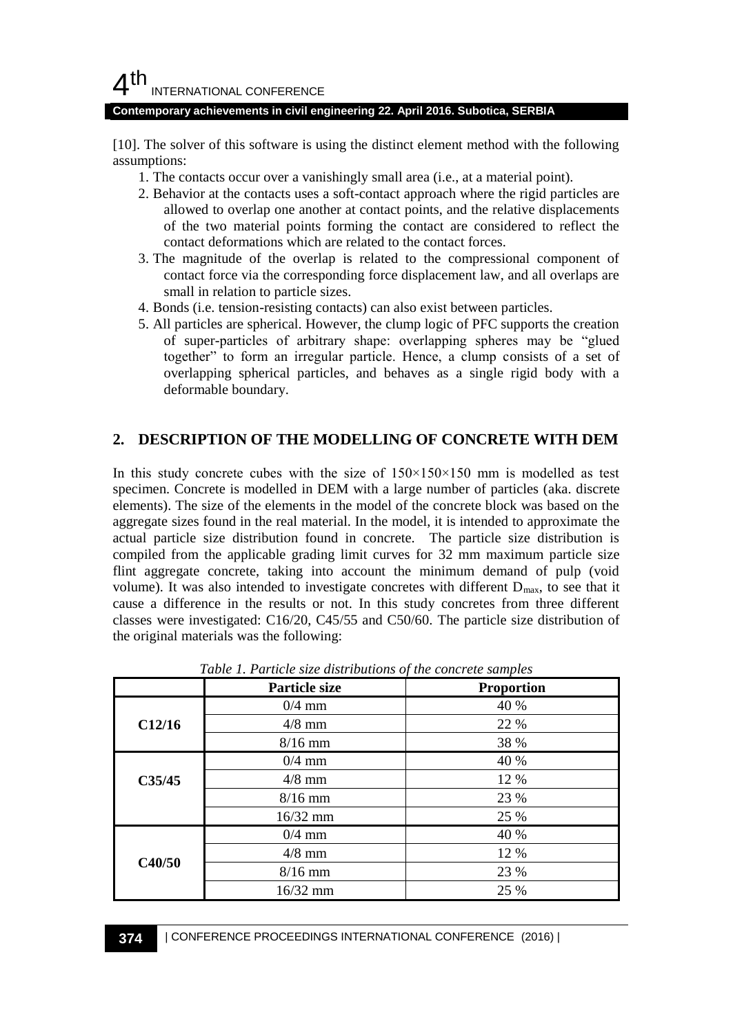[10]. The solver of this software is using the distinct element method with the following assumptions:

1. The contacts occur over a vanishingly small area (i.e., at a material point).
2. Behavior at the contacts uses a soft-contact approach where the rigid particles are allowed to overlap one another at contact points, and the relative displacements of the two material points forming the contact are considered to reflect the contact deformations which are related to the contact forces.
3. The magnitude of the overlap is related to the compressional component of contact force via the corresponding force displacement law, and all overlaps are small in relation to particle sizes.
4. Bonds (i.e. tension-resisting contacts) can also exist between particles.
5. All particles are spherical. However, the clump logic of PFC supports the creation of super-particles of arbitrary shape: overlapping spheres may be "glued together" to form an irregular particle. Hence, a clump consists of a set of overlapping spherical particles, and behaves as a single rigid body with a deformable boundary.

## 2. DESCRIPTION OF THE MODELLING OF CONCRETE WITH DEM

In this study concrete cubes with the size of 150×150×150 mm is modelled as test specimen. Concrete is modelled in DEM with a large number of particles (aka. discrete elements). The size of the elements in the model of the concrete block was based on the aggregate sizes found in the real material. In the model, it is intended to approximate the actual particle size distribution found in concrete. The particle size distribution is compiled from the applicable grading limit curves for 32 mm maximum particle size flint aggregate concrete, taking into account the minimum demand of pulp (void volume). It was also intended to investigate concretes with different $D_{max}$, to see that it cause a difference in the results or not. In this study concretes from three different classes were investigated: C16/20, C45/55 and C50/60. The particle size distribution of the original materials was the following:

*Table 1. Particle size distributions of the concrete samples*

| | Particle size | Proportion |
|---|---|---|
| **C12/16** | 0/4 mm | 40 % |
| | 4/8 mm | 22 % |
| | 8/16 mm | 38 % |
| **C35/45** | 0/4 mm | 40 % |
| | 4/8 mm | 12 % |
| | 8/16 mm | 23 % |
| | 16/32 mm | 25 % |
| **C40/50** | 0/4 mm | 40 % |
| | 4/8 mm | 12 % |
| | 8/16 mm | 23 % |
| | 16/32 mm | 25 % |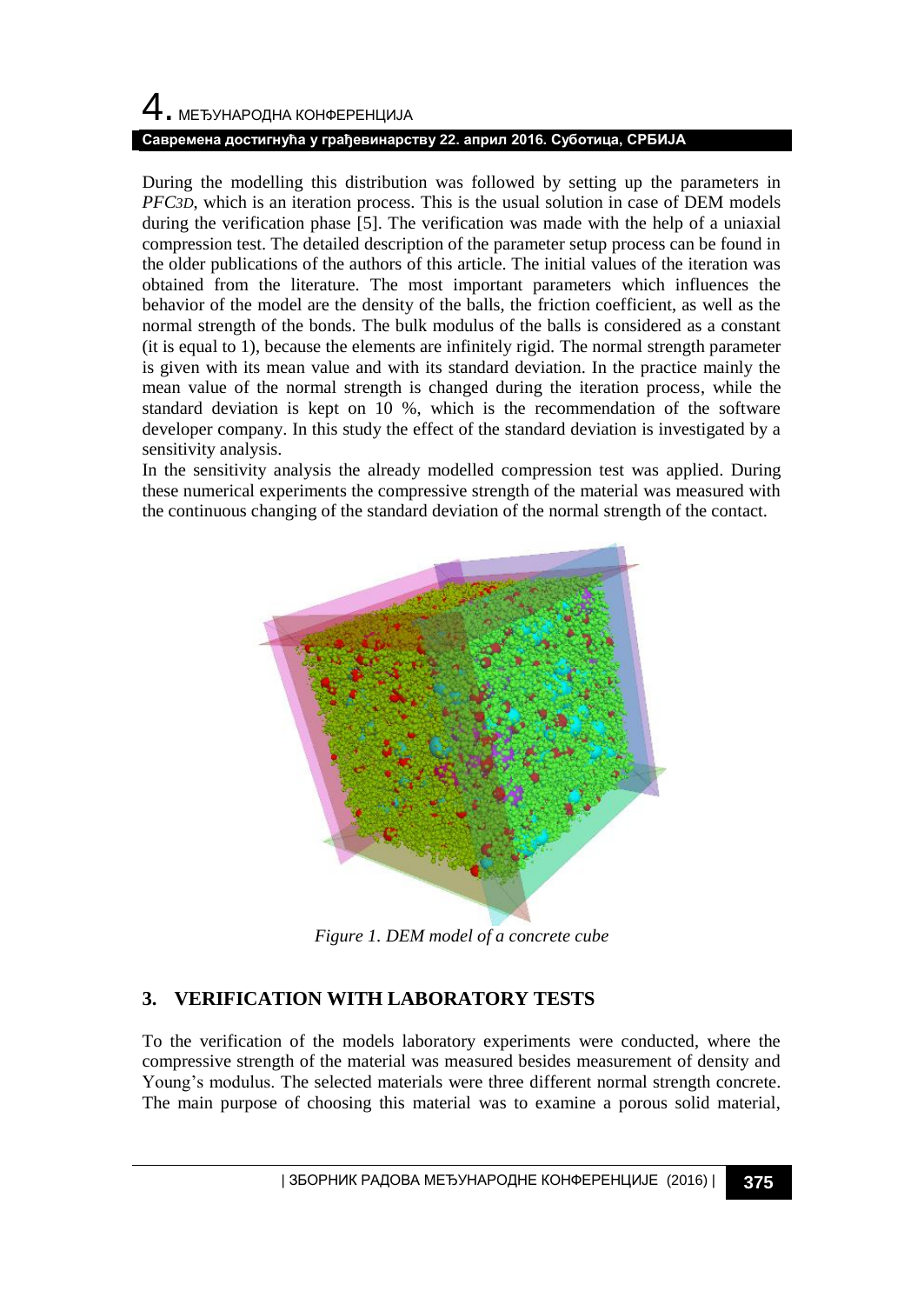During the modelling this distribution was followed by setting up the parameters in *PFC3D*, which is an iteration process. This is the usual solution in case of DEM models during the verification phase [5]. The verification was made with the help of a uniaxial compression test. The detailed description of the parameter setup process can be found in the older publications of the authors of this article. The initial values of the iteration was obtained from the literature. The most important parameters which influences the behavior of the model are the density of the balls, the friction coefficient, as well as the normal strength of the bonds. The bulk modulus of the balls is considered as a constant (it is equal to 1), because the elements are infinitely rigid. The normal strength parameter is given with its mean value and with its standard deviation. In the practice mainly the mean value of the normal strength is changed during the iteration process, while the standard deviation is kept on 10 %, which is the recommendation of the software developer company. In this study the effect of the standard deviation is investigated by a sensitivity analysis.

In the sensitivity analysis the already modelled compression test was applied. During these numerical experiments the compressive strength of the material was measured with the continuous changing of the standard deviation of the normal strength of the contact.

*Figure 1. DEM model of a concrete cube*

## 3. VERIFICATION WITH LABORATORY TESTS

To the verification of the models laboratory experiments were conducted, where the compressive strength of the material was measured besides measurement of density and Young's modulus. The selected materials were three different normal strength concrete. The main purpose of choosing this material was to examine a porous solid material,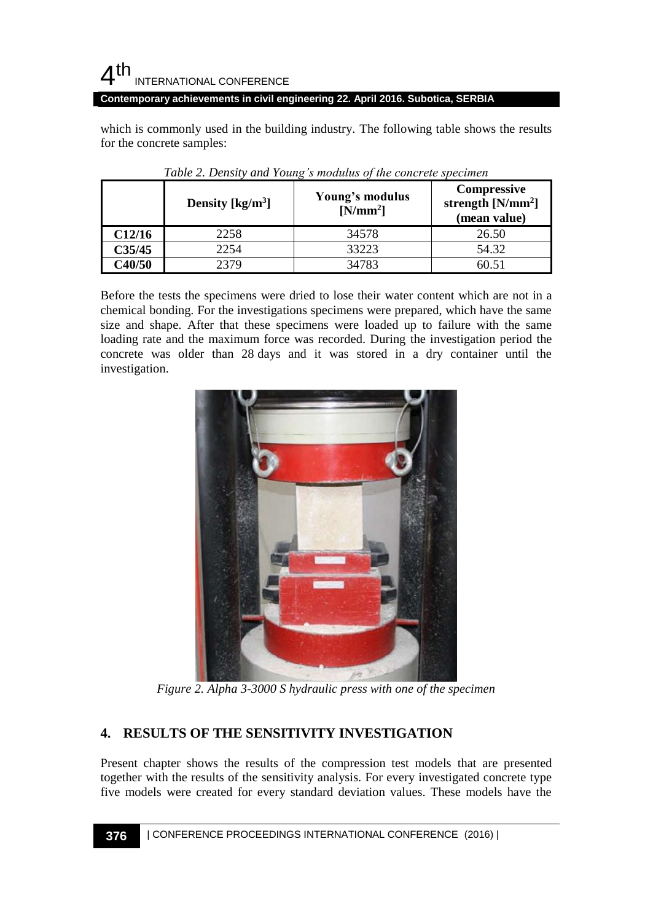which is commonly used in the building industry. The following table shows the results for the concrete samples:

*Table 2. Density and Young's modulus of the concrete specimen*

| | Density [kg/m$^3$] | Young's modulus [N/mm$^2$] | Compressive strength [N/mm$^2$] (mean value) |
|---|---|---|---|
| **C12/16** | 2258 | 34578 | 26.50 |
| **C35/45** | 2254 | 33223 | 54.32 |
| **C40/50** | 2379 | 34783 | 60.51 |

Before the tests the specimens were dried to lose their water content which are not in a chemical bonding. For the investigations specimens were prepared, which have the same size and shape. After that these specimens were loaded up to failure with the same loading rate and the maximum force was recorded. During the investigation period the concrete was older than 28 days and it was stored in a dry container until the investigation.

*Figure 2. Alpha 3-3000 S hydraulic press with one of the specimen*

## 4. RESULTS OF THE SENSITIVITY INVESTIGATION

Present chapter shows the results of the compression test models that are presented together with the results of the sensitivity analysis. For every investigated concrete type five models were created for every standard deviation values. These models have the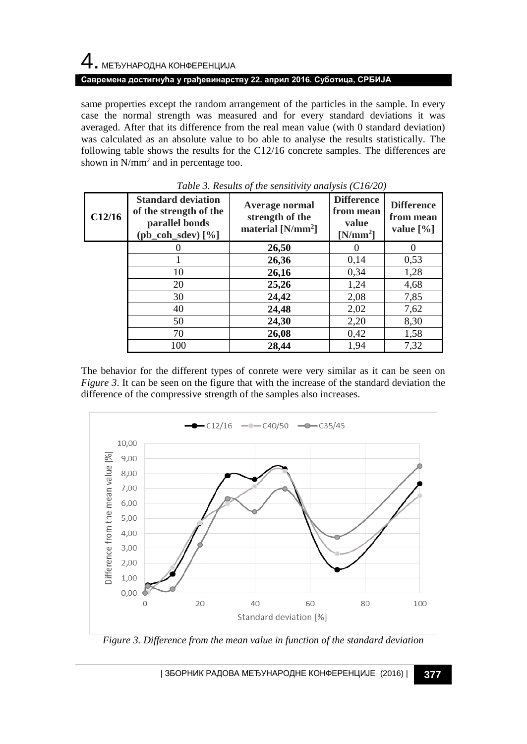same properties except the random arrangement of the particles in the sample. In every case the normal strength was measured and for every standard deviations it was averaged. After that its difference from the real mean value (with 0 standard deviation) was calculated as an absolute value to bo able to analyse the results statistically. The following table shows the results for the C12/16 concrete samples. The differences are shown in N/mm$^2$ and in percentage too.

*Table 3. Results of the sensitivity analysis (C16/20)*

| C12/16 | Standard deviation of the strength of the parallel bonds (pb_coh_sdev) [%] | Average normal strength of the material [N/mm$^2$] | Difference from mean value [N/mm$^2$] | Difference from mean value [%] |
|---|---|---|---|---|
| | 0 | **26,50** | 0 | 0 |
| | 1 | **26,36** | 0,14 | 0,53 |
| | 10 | **26,16** | 0,34 | 1,28 |
| | 20 | **25,26** | 1,24 | 4,68 |
| | 30 | **24,42** | 2,08 | 7,85 |
| | 40 | **24,48** | 2,02 | 7,62 |
| | 50 | **24,30** | 2,20 | 8,30 |
| | 70 | **26,08** | 0,42 | 1,58 |
| | 100 | **28,44** | 1,94 | 7,32 |

The behavior for the different types of conrete were very similar as it can be seen on *Figure 3*. It can be seen on the figure that with the increase of the standard deviation the difference of the compressive strength of the samples also increases.

*Figure 3. Difference from the mean value in function of the standard deviation*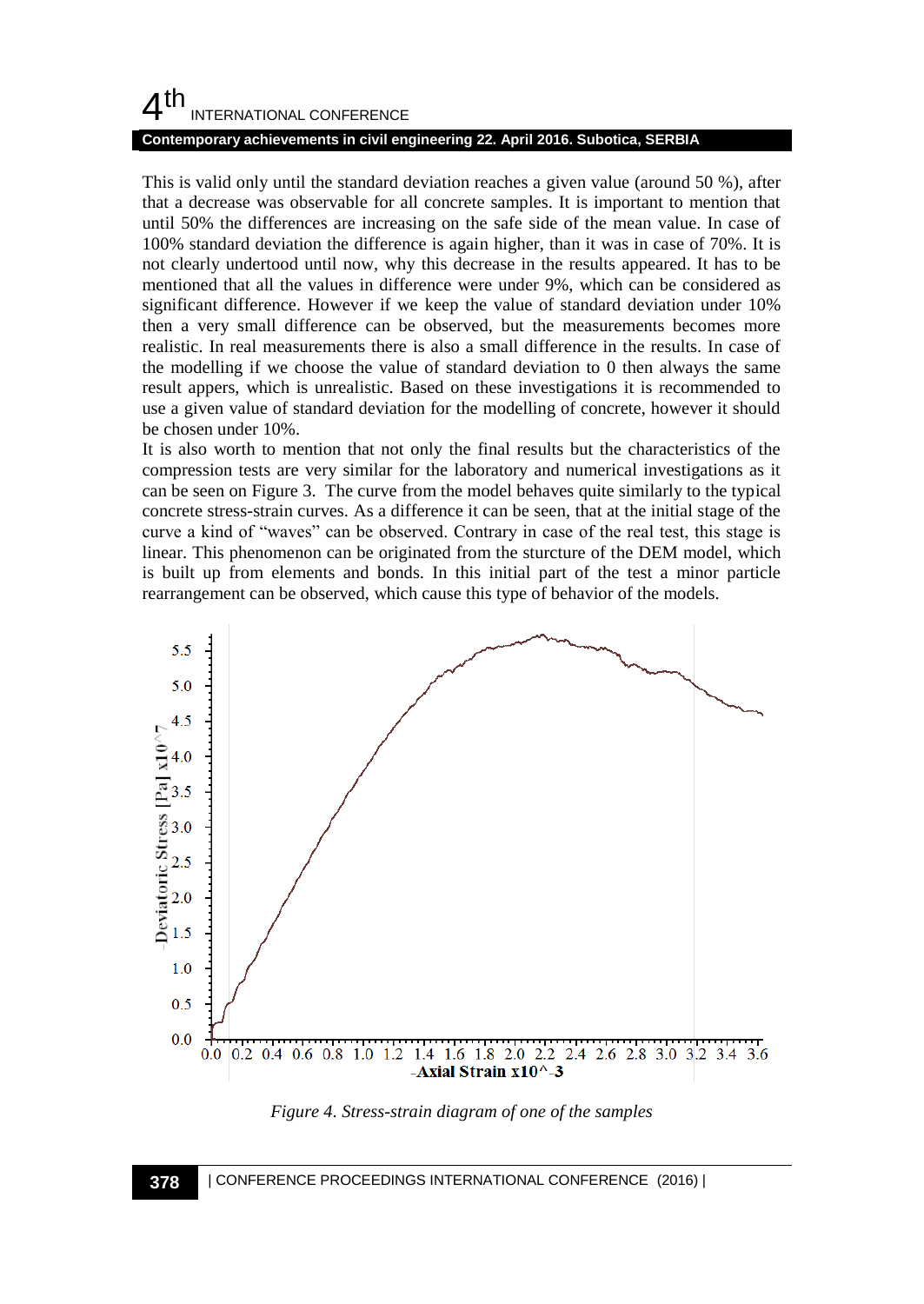This is valid only until the standard deviation reaches a given value (around 50 %), after that a decrease was observable for all concrete samples. It is important to mention that until 50% the differences are increasing on the safe side of the mean value. In case of 100% standard deviation the difference is again higher, than it was in case of 70%. It is not clearly undertood until now, why this decrease in the results appeared. It has to be mentioned that all the values in difference were under 9%, which can be considered as significant difference. However if we keep the value of standard deviation under 10% then a very small difference can be observed, but the measurements becomes more realistic. In real measurements there is also a small difference in the results. In case of the modelling if we choose the value of standard deviation to 0 then always the same result appers, which is unrealistic. Based on these investigations it is recommended to use a given value of standard deviation for the modelling of concrete, however it should be chosen under 10%.

It is also worth to mention that not only the final results but the characteristics of the compression tests are very similar for the laboratory and numerical investigations as it can be seen on Figure 3. The curve from the model behaves quite similarly to the typical concrete stress-strain curves. As a difference it can be seen, that at the initial stage of the curve a kind of "waves" can be observed. Contrary in case of the real test, this stage is linear. This phenomenon can be originated from the sturcture of the DEM model, which is built up from elements and bonds. In this initial part of the test a minor particle rearrangement can be observed, which cause this type of behavior of the models.

*Figure 4. Stress-strain diagram of one of the samples*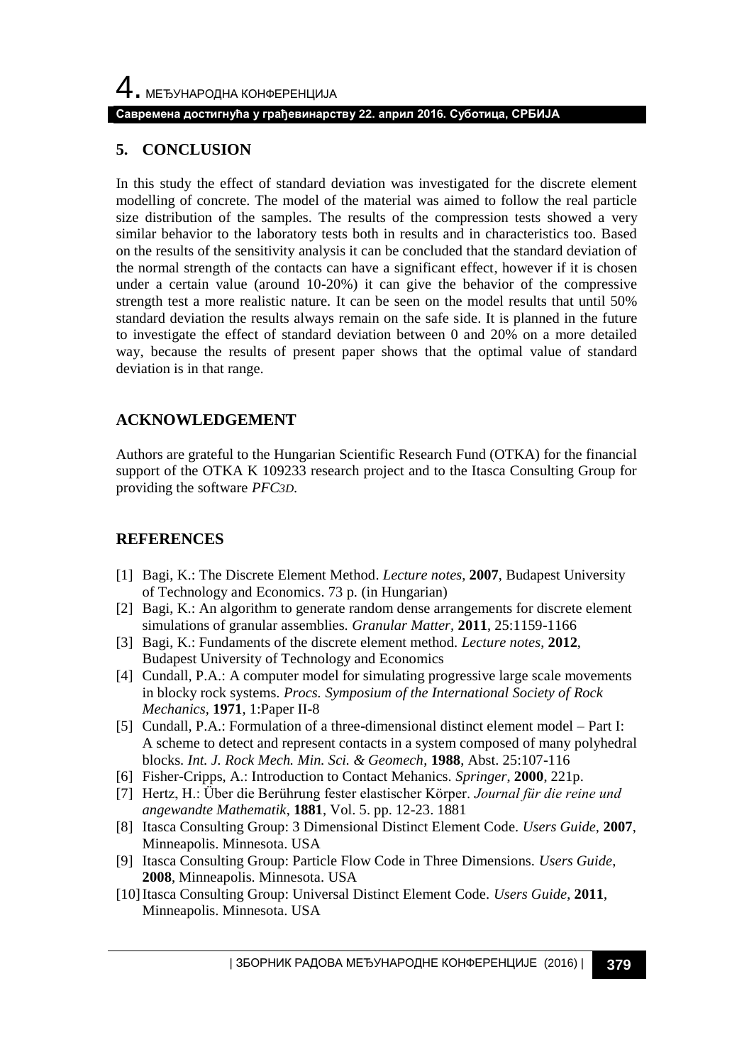## 5. CONCLUSION

In this study the effect of standard deviation was investigated for the discrete element modelling of concrete. The model of the material was aimed to follow the real particle size distribution of the samples. The results of the compression tests showed a very similar behavior to the laboratory tests both in results and in characteristics too. Based on the results of the sensitivity analysis it can be concluded that the standard deviation of the normal strength of the contacts can have a significant effect, however if it is chosen under a certain value (around 10-20%) it can give the behavior of the compressive strength test a more realistic nature. It can be seen on the model results that until 50% standard deviation the results always remain on the safe side. It is planned in the future to investigate the effect of standard deviation between 0 and 20% on a more detailed way, because the results of present paper shows that the optimal value of standard deviation is in that range.

## ACKNOWLEDGEMENT

Authors are grateful to the Hungarian Scientific Research Fund (OTKA) for the financial support of the OTKA K 109233 research project and to the Itasca Consulting Group for providing the software *PFC3D.*

## REFERENCES

[1] Bagi, K.: The Discrete Element Method. *Lecture notes*, **2007**, Budapest University of Technology and Economics. 73 p. (in Hungarian)

[2] Bagi, K.: An algorithm to generate random dense arrangements for discrete element simulations of granular assemblies. *Granular Matter,* **2011**, 25:1159-1166

[3] Bagi, K.: Fundaments of the discrete element method. *Lecture notes*, **2012**, Budapest University of Technology and Economics

[4] Cundall, P.A.: A computer model for simulating progressive large scale movements in blocky rock systems. *Procs. Symposium of the International Society of Rock Mechanics*, **1971**, 1:Paper II-8

[5] Cundall, P.A.: Formulation of a three-dimensional distinct element model – Part I: A scheme to detect and represent contacts in a system composed of many polyhedral blocks. *Int. J. Rock Mech. Min. Sci. & Geomech*, **1988**, Abst. 25:107-116

[6] Fisher-Cripps, A.: Introduction to Contact Mehanics. *Springer*, **2000**, 221p.

[7] Hertz, H.: Über die Berührung fester elastischer Körper. *Journal für die reine und angewandte Mathematik*, **1881**, Vol. 5. pp. 12-23. 1881

[8] Itasca Consulting Group: 3 Dimensional Distinct Element Code. *Users Guide*, **2007**, Minneapolis. Minnesota. USA

[9] Itasca Consulting Group: Particle Flow Code in Three Dimensions. *Users Guide*, **2008**, Minneapolis. Minnesota. USA

[10] Itasca Consulting Group: Universal Distinct Element Code. *Users Guide*, **2011**, Minneapolis. Minnesota. USA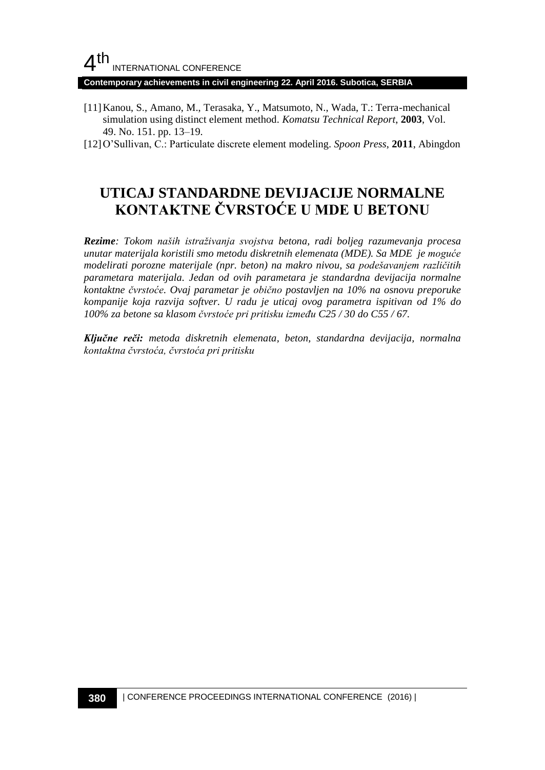[11] Kanou, S., Amano, M., Terasaka, Y., Matsumoto, N., Wada, T.: Terra-mechanical simulation using distinct element method. *Komatsu Technical Report*, **2003**, Vol. 49. No. 151. pp. 13–19.

[12] O'Sullivan, C.: Particulate discrete element modeling. *Spoon Press*, **2011**, Abingdon

# UTICAJ STANDARDNE DEVIJACIJE NORMALNE KONTAKTNE ČVRSTOĆE U MDE U BETONU

***Rezime**: Tokom naših istraživanja svojstva betona, radi boljeg razumevanja procesa unutar materijala koristili smo metodu diskretnih elemenata (MDE). Sa MDE je moguće modelirati porozne materijale (npr. beton) na makro nivou, sa podešavanjem različitih parametara materijala. Jedan od ovih parametara je standardna devijacija normalne kontaktne čvrstoće. Ovaj parametar je obično postavljen na 10% na osnovu preporuke kompanije koja razvija softver. U radu je uticaj ovog parametra ispitivan od 1% do 100% za betone sa klasom čvrstoće pri pritisku između C25 / 30 do C55 / 67.*

***Ključne reči:** metoda diskretnih elemenata, beton, standardna devijacija, normalna kontaktna čvrstoća, čvrstoća pri pritisku*